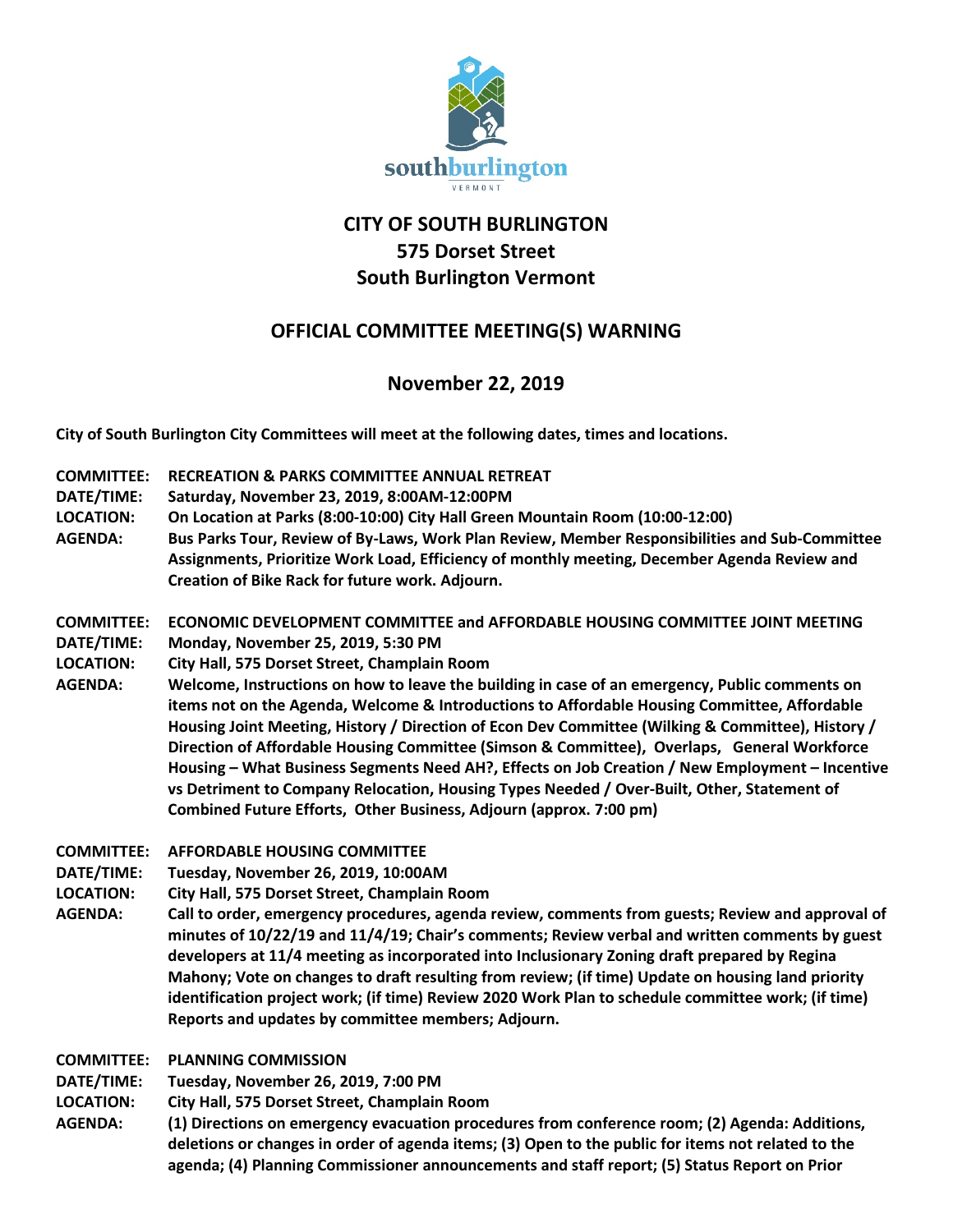# CITY OF SOUTH BURLINGTON
## 575 Dorset Street
## South Burlington Vermont

## OFFICIAL COMMITTEE MEETING(S) WARNING

### November 22, 2019

**City of South Burlington City Committees will meet at the following dates, times and locations.**

**COMMITTEE:** **RECREATION & PARKS COMMITTEE ANNUAL RETREAT**
**DATE/TIME:** **Saturday, November 23, 2019, 8:00AM-12:00PM**
**LOCATION:** **On Location at Parks (8:00-10:00) City Hall Green Mountain Room (10:00-12:00)**
**AGENDA:** **Bus Parks Tour, Review of By-Laws, Work Plan Review, Member Responsibilities and Sub-Committee Assignments, Prioritize Work Load, Efficiency of monthly meeting, December Agenda Review and Creation of Bike Rack for future work. Adjourn.**

**COMMITTEE:** **ECONOMIC DEVELOPMENT COMMITTEE and AFFORDABLE HOUSING COMMITTEE JOINT MEETING**
**DATE/TIME:** **Monday, November 25, 2019, 5:30 PM**
**LOCATION:** **City Hall, 575 Dorset Street, Champlain Room**
**AGENDA:** **Welcome, Instructions on how to leave the building in case of an emergency, Public comments on items not on the Agenda, Welcome & Introductions to Affordable Housing Committee, Affordable Housing Joint Meeting, History / Direction of Econ Dev Committee (Wilking & Committee), History / Direction of Affordable Housing Committee (Simson & Committee), Overlaps, General Workforce Housing – What Business Segments Need AH?, Effects on Job Creation / New Employment – Incentive vs Detriment to Company Relocation, Housing Types Needed / Over-Built, Other, Statement of Combined Future Efforts, Other Business, Adjourn (approx. 7:00 pm)**

**COMMITTEE:** **AFFORDABLE HOUSING COMMITTEE**
**DATE/TIME:** **Tuesday, November 26, 2019, 10:00AM**
**LOCATION:** **City Hall, 575 Dorset Street, Champlain Room**
**AGENDA:** **Call to order, emergency procedures, agenda review, comments from guests; Review and approval of minutes of 10/22/19 and 11/4/19; Chair's comments; Review verbal and written comments by guest developers at 11/4 meeting as incorporated into Inclusionary Zoning draft prepared by Regina Mahony; Vote on changes to draft resulting from review; (if time) Update on housing land priority identification project work; (if time) Review 2020 Work Plan to schedule committee work; (if time) Reports and updates by committee members; Adjourn.**

**COMMITTEE:** **PLANNING COMMISSION**
**DATE/TIME:** **Tuesday, November 26, 2019, 7:00 PM**
**LOCATION:** **City Hall, 575 Dorset Street, Champlain Room**
**AGENDA:** **(1) Directions on emergency evacuation procedures from conference room; (2) Agenda: Additions, deletions or changes in order of agenda items; (3) Open to the public for items not related to the agenda; (4) Planning Commissioner announcements and staff report; (5) Status Report on Prior**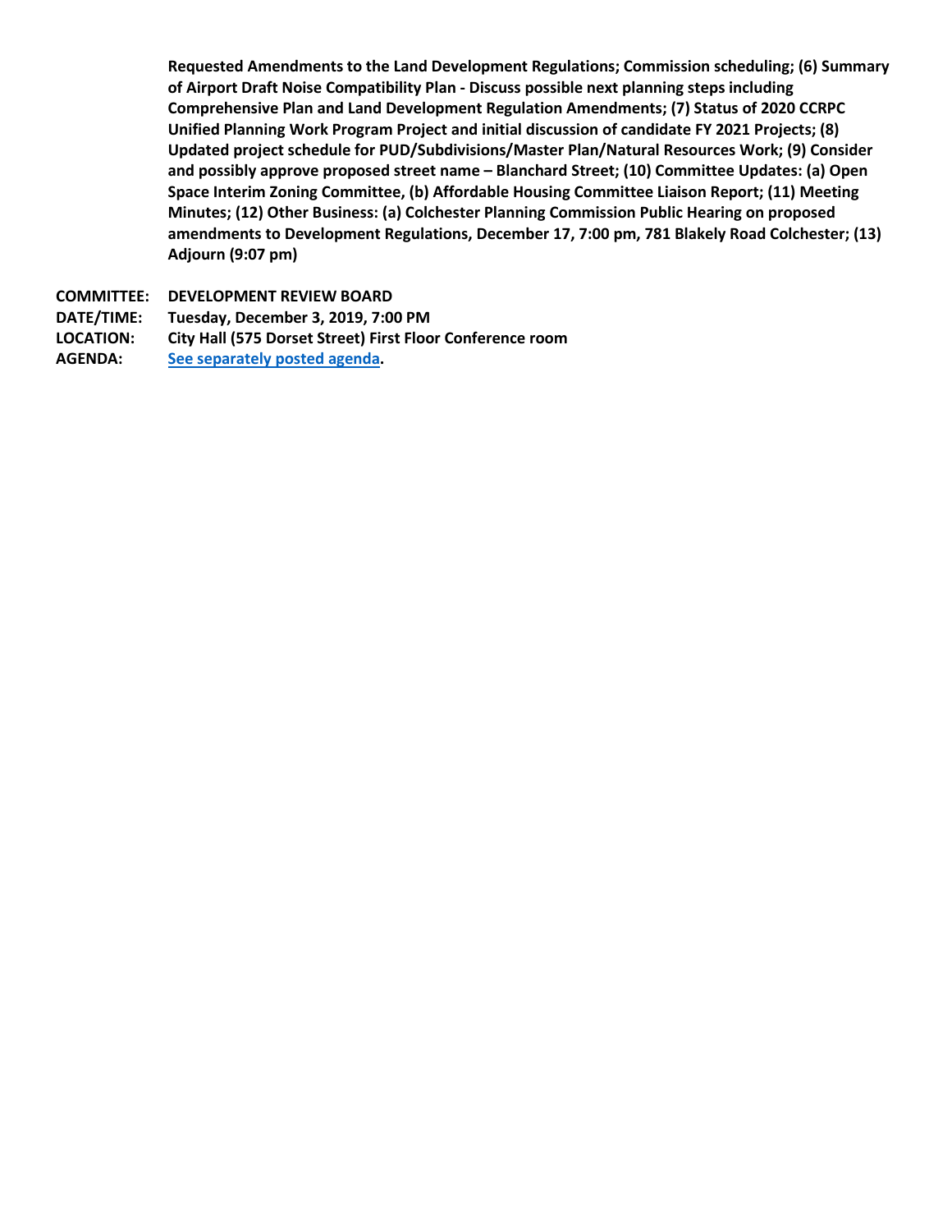**Requested Amendments to the Land Development Regulations; Commission scheduling; (6) Summary of Airport Draft Noise Compatibility Plan - Discuss possible next planning steps including Comprehensive Plan and Land Development Regulation Amendments; (7) Status of 2020 CCRPC Unified Planning Work Program Project and initial discussion of candidate FY 2021 Projects; (8) Updated project schedule for PUD/Subdivisions/Master Plan/Natural Resources Work; (9) Consider and possibly approve proposed street name – Blanchard Street; (10) Committee Updates: (a) Open Space Interim Zoning Committee, (b) Affordable Housing Committee Liaison Report; (11) Meeting Minutes; (12) Other Business: (a) Colchester Planning Commission Public Hearing on proposed amendments to Development Regulations, December 17, 7:00 pm, 781 Blakely Road Colchester; (13) Adjourn (9:07 pm)**

**COMMITTEE:** **DEVELOPMENT REVIEW BOARD**
**DATE/TIME:** **Tuesday, December 3, 2019, 7:00 PM**
**LOCATION:** **City Hall (575 Dorset Street) First Floor Conference room**
**AGENDA:** **See separately posted agenda.**